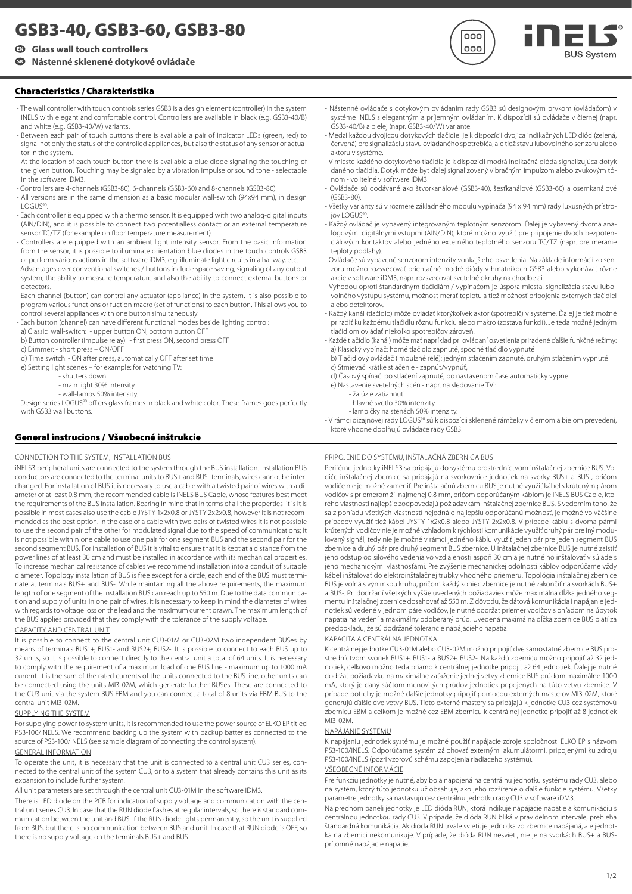# GSB3-40, GSB3-60, GSB3-80

**EN Glass wall touch controllers**

**SK Nástenné sklenené dotykové ovládače**

## Characteristics / Charakteristika

- The wall controller with touch controls series GSB3 is a design element (controller) in the system iNELS with elegant and comfortable control. Controllers are available in black (e.g. GSB3-40/B) and white (e.g. GSB3-40/W) variants.
- Between each pair of touch buttons there is available a pair of indicator LEDs (green, red) to signal not only the status of the controlled appliances, but also the status of any sensor or actuator in the system.
- At the location of each touch button there is available a blue diode signaling the touching of the given button. Touching may be signaled by a vibration impulse or sound tone - selectable in the software iDM3.
- Controllers are 4-channels (GSB3-80), 6-channels (GSB3-60) and 8-channels (GSB3-80).
- All versions are in the same dimension as a basic modular wall-switch (94x94 mm), in design LOGUS[90].
- Each controller is equipped with a thermo sensor. It is equipped with two analog-digital inputs (AIN/DIN), and it is possible to connect two potentialless contact or an external temperature sensor TC/TZ (for example on floor temperature measurement).
- Controllers are equipped with an ambient light intensity sensor. From the basic information from the sensor, it is possible to illuminate orientation blue diodes in the touch controls GSB3 or perform various actions in the software iDM3, e.g. illuminate light circuits in a hallway, etc.
- Advantages over conventional switches / buttons include space saving, signaling of any output system, the ability to measure temperature and also the ability to connect external buttons or detectors.
- Each channel (button) can control any actuator (appliance) in the system. It is also possible to program various functions or fuction macro (set of functions) to each button. This allows you to control several appliances with one button simultaneously.
- Each button (channel) can have different functional modes beside lighting control:
  a) Classic wall-switch: - upper button ON, bottom button OFF
  b) Button controller (impulse relay): - first press ON, second press OFF
  c) Dimmer: - short press – ON/OFF
  d) Time switch: - ON after press, automatically OFF after set time
  e) Setting light scenes – for example: for watching TV:
    - shutters down
    - main light 30% intensity
    - wall-lamps 50% intensity.
- Design series LOGUS[90] off ers glass frames in black and white color. These frames goes perfectly with GSB3 wall buttons.

- Nástenné ovládače s dotykovým ovládaním rady GSB3 sú designovým prvkom (ovládačom) v systéme iNELS s elegantným a príjemným ovládaním. K dispozícii sú ovládače v čiernej (napr. GSB3-40/B) a bielej (napr. GSB3-40/W) variante.
- Medzi každou dvojicou dotykových tlačidiel je k dispozícii dvojica indikačných LED diód (zelená, červená) pre signalizáciu stavu ovládaného spotrebiča, ale tiež stavu ľubovoľného senzoru alebo aktoru v systéme.
- V mieste každého dotykového tlačidla je k dispozícii modrá indikačná dióda signalizujúca dotyk daného tlačidla. Dotyk môže byť ďalej signalizovaný vibračným impulzom alebo zvukovým tónom - voliteľné v software iDM3.
- Ovládače sú dodávané ako štvorkanálové (GSB3-40), šesťkanálové (GSB3-60) a osemkanálové (GSB3-80).
- Všetky varianty sú v rozmere základného modulu vypínača (94 x 94 mm) rady luxusných prístrojov LOGUS[90].
- Každý ovládač je vybavený integrovaným teplotným senzorom. Ďalej je vybavený dvoma analógovými digitálnymi vstupmi (AIN/DIN), ktoré možno využiť pre pripojenie dvoch bezpotenciálových kontaktov alebo jedného externého teplotného senzoru TC/TZ (napr. pre meranie teploty podlahy).
- Ovládače sú vybavené senzorom intenzity vonkajšieho osvetlenia. Na základe informácií zo senzoru možno rozsvecovať orientačné modré diódy v hmatníkoch GSB3 alebo vykonávať rôzne akcie v software iDM3, napr. rozsvecovať svetelné okruhy na chodbe ai.
- Výhodou oproti štandardným tlačidlám / vypínačom je úspora miesta, signalizácia stavu ľubovolného výstupu systému, možnosť merať teplotu a tiež možnosť pripojenia externých tlačidiel alebo detektorov.
- Každý kanál (tlačidlo) môže ovládať ktorýkoľvek aktor (spotrebič) v systéme. Ďalej je tiež možné priradiť ku každému tlačidlu rôznu funkciu alebo makro (zostava funkcií). Je teda možné jedným tlačidlom ovládať niekoľko spotrebičov zároveň.
- Každé tlačidlo (kanál) môže mať napríklad pri ovládaní osvetlenia priradené ďalšie funkčné režimy:
  a) Klasický vypínač: horné tlačidlo zapnuté, spodné tlačidlo vypnuté
  b) Tlačidlový ovládač (impulzné relé): jedným stlačením zapnuté, druhým stlačením vypnuté
  c) Stmievač: krátke stlačenie - zapnúť/vypnúť,
  d) Časový spínač: po stlačení zapnuté, po nastavenom čase automaticky vypne
  e) Nastavenie svetelných scén - napr. na sledovanie TV :
    - žalúzie zatiahnuť
    - hlavné svetlo 30% intenzity
    - lampičky na stenách 50% intenzity.
- V rámci dizajnovej rady LOGUS[90] sú k dispozícii sklenené rámčeky v čiernom a bielom prevedení, ktoré vhodne dopĺňujú ovládače rady GSB3.

## General instrucions / Všeobecné inštrukcie

CONNECTION TO THE SYSTEM, INSTALLATION BUS

iNELS3 peripheral units are connected to the system through the BUS installation. Installation BUS conductors are connected to the terminal units to BUS+ and BUS- terminals, wires cannot be interchanged. For installation of BUS it is necessary to use a cable with a twisted pair of wires with a diameter of at least 0.8 mm, the recommended cable is iNELS BUS Cable, whose features best meet the requirements of the BUS installation. Bearing in mind that in terms of all the properties iit is it is possible in most cases also use the cable JYSTY 1x2x0.8 or JYSTY 2x2x0.8, however it is not recommended as the best option. In the case of a cable with two pairs of twisted wires it is not possible to use the second pair of the other for modulated signal due to the speed of communications; it is not possible within one cable to use one pair for one segment BUS and the second pair for the second segment BUS. For installation of BUS it is vital to ensure that it is kept at a distance from the power lines of at least 30 cm and must be installed in accordance with its mechanical properties. To increase mechanical resistance of cables we recommend installation into a conduit of suitable diameter. Topology installation of BUS is free except for a circle, each end of the BUS must terminate at terminals BUS+ and BUS-. While maintaining all the above requirements, the maximum length of one segment of the installation BUS can reach up to 550 m. Due to the data communication and supply of units in one pair of wires, it is necessary to keep in mind the diameter of wires with regards to voltage loss on the lead and the maximum current drawn. The maximum length of the BUS applies provided that they comply with the tolerance of the supply voltage.

CAPACITY AND CENTRAL UNIT

It is possible to connect to the central unit CU3-01M or CU3-02M two independent BUSes by means of terminals BUS1+, BUS1- and BUS2+, BUS2-. It is possible to connect to each BUS up to 32 units, so it is possible to connect directly to the central unit a total of 64 units. It is necessary to comply with the requirement of a maximum load of one BUS line - maximum up to 1000 mA current. It is the sum of the rated currents of the units connected to the BUS line, other units can be connected using the units MI3-02M, which generate further BUSes. These are connected to the CU3 unit via the system BUS EBM and you can connect a total of 8 units via EBM BUS to the central unit MI3-02M.

SUPPLYING THE SYSTEM

For supplying power to system units, it is recommended to use the power source of ELKO EP titled PS3-100/iNELS. We recommend backing up the system with backup batteries connected to the source of PS3-100/iNELS (see sample diagram of connecting the control system).

GENERAL INFORMATION

To operate the unit, it is necessary that the unit is connected to a central unit CU3 series, connected to the central unit of the system CU3, or to a system that already contains this unit as its expansion to include further system.

All unit parameters are set through the central unit CU3-01M in the software iDM3.

There is LED diode on the PCB for indication of supply voltage and communication with the central unit series CU3. In case that the RUN diode flashes at regular intervals, so there is standard communication between the unit and BUS. If the RUN diode lights permanently, so the unit is supplied from BUS, but there is no communication between BUS and unit. In case that RUN diode is OFF, so there is no supply voltage on the terminals BUS+ and BUS-.

PRIPOJENIE DO SYSTÉMU, INŠTALAČNÁ ZBERNICA BUS

Periférne jednotky iNELS3 sa pripájajú do systému prostredníctvom inštalačnej zbernice BUS. Vodiče inštalačnej zbernice sa pripájajú na svorkovnice jednotiek na svorky BUS+ a BUS-, pričom vodiče nie je možné zameniť. Pre inštalačnú zbernicu BUS je nutné využiť kábel s krúteným párom vodičov s priemerom žíl najmenej 0.8 mm, pričom odporúčaným káblom je iNELS BUS Cable, ktorého vlastnosti najlepšie zodpovedajú požiadavkám inštalačnej zbernice BUS. S vedomím toho, že sa z pohľadu všetkých vlastností nejedná o najlepšiu odporúčanú možnosť, je možné vo väčšine prípadov využiť tiež kábel JYSTY 1x2x0.8 alebo JYSTY 2x2x0.8. V prípade káblu s dvoma pármi krútených vodičov nie je možné vzhľadom k rýchlosti komunikácie využiť druhý pár pre iný modulovaný signál, tedy nie je možné v rámci jedného káblu využiť jeden pár pre jeden segment BUS zbernice a druhý pár pre druhý segment BUS zbernice. U inštalačnej zbernice BUS je nutné zaistiť jeho odstup od silového vedenia vo vzdialenosti aspoň 30 cm a je nutné ho inštalovať v súlade s jeho mechanickými vlastnosťami. Pre zvýšenie mechanickej odolnosti káblov odporúčame vždy kábel inštalovať do elektroinštalačnej trubky vhodného priemeru. Topológia inštalačnej zbernice BUS je voľná s výnimkou kruhu, pričom každý koniec zbernice je nutné zakončiť na svorkách BUS+ a BUS-. Pri dodržaní všetkých vyššie uvedených požiadaviek môže maximálna dĺžka jedného segmentu inštalačnej zbernice dosahovať až 550 m. Z dôvodu, že dátová komunikácia i napájanie jednotiek sú vedené v jednom páre vodičov, je nutné dodržať priemer vodičov s ohľadom na úbytok napätia na vedení a maximálny odoberaný prúd. Uvedená maximálna dĺžka zbernice BUS platí za predpokladu, že sú dodržané tolerancie napájacieho napätia.

KAPACITA A CENTRÁLNA JEDNOTKA

K centrálnej jednotke CU3-01M alebo CU3-02M možno pripojiť dve samostatné zbernice BUS prostredníctvom svoriek BUS1+, BUS1- a BUS2+, BUS2-. Na každú zbernicu možno pripojiť až 32 jednotiek, celkovo možno teda priamo k centrálnej jednotke pripojiť až 64 jednotiek. Ďalej je nutné dodržať požiadavku na maximálne zaťaženie jednej vetvy zbernice BUS prúdom maximálne 1000 mA, ktorý je daný súčtom menovitých prúdov jednotiek pripojených na túto vetvu zbernice. V prípade potreby je možné ďalšie jednotky pripojiť pomocou externých masterov MI3-02M, ktoré generujú ďalšie dve vetvy BUS. Tieto externé mastery sa pripájajú k jednotke CU3 cez systémovú zbernicu EBM a celkom je možné cez EBM zbernicu k centrálnej jednotke pripojiť až 8 jednotiek MI3-02M.

NAPÁJANIE SYSTÉMU

K napájaniu jednotiek systému je možné použiť napájacie zdroje spoločnosti ELKO EP s názvom PS3-100/iNELS. Odporúčame systém zálohovať externými akumulátormi, pripojenými ku zdroju PS3-100/iNELS (pozri vzorovú schému zapojenia riadiaceho systému).

VŠEOBECNÉ INFORMÁCIE

Pre funkciu jednotky je nutné, aby bola napojená na centrálnu jednotku systému rady CU3, alebo na systém, ktorý túto jednotku už obsahuje, ako jeho rozšírenie o ďalšie funkcie systému. Všetky parametre jednotky sa nastavujú cez centrálnu jednotku rady CU3 v software iDM3.

Na prednom paneli jednotky je LED dióda RUN, ktorá indikuje napájacie napätie a komunikáciu s centrálnou jednotkou rady CU3. V prípade, že dióda RUN bliká v pravidelnom intervale, prebieha štandardná komunikácia. Ak dióda RUN trvale svieti, je jednotka zo zbernice BUS napájaná, ale jednotka na zbernici nekomunikuje. V prípade, že dióda RUN nesvieti, nie je na svorkách BUS+ a BUS- prítomné napájacie napätie.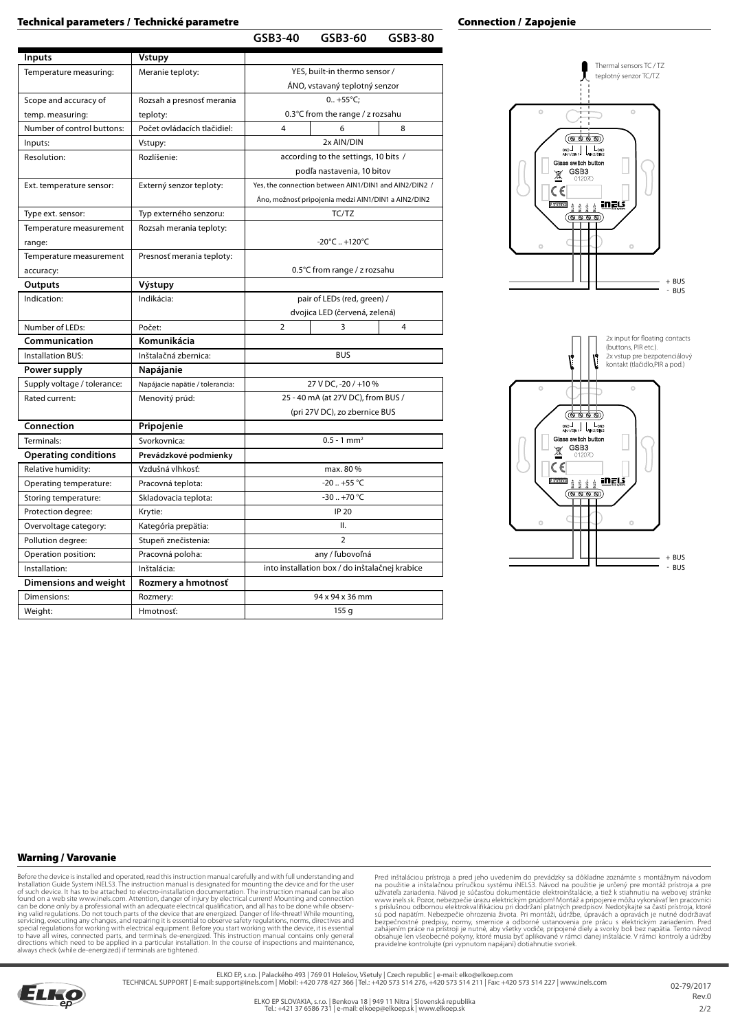## Technical parameters / Technické parametre

| | | GSB3-40 | GSB3-60 | GSB3-80 |
|---|---|---|---|---|
| **Inputs** | **Vstupy** | | | |
| Temperature measuring: | Meranie teploty: | YES, built-in thermo sensor / ÁNO, vstavaný teplotný senzor | | |
| Scope and accuracy of temp. measuring: | Rozsah a presnosť merania teploty: | 0.. +55°C; 0.3°C from the range / z rozsahu | | |
| Number of control buttons: | Počet ovládacích tlačidiel: | 4 | 6 | 8 |
| Inputs: | Vstupy: | 2x AIN/DIN | | |
| Resolution: | Rozlíšenie: | according to the settings, 10 bits / podľa nastavenia, 10 bitov | | |
| Ext. temperature sensor: | Externý senzor teploty: | Yes, the connection between AIN1/DIN1 and AIN2/DIN2 / Áno, možnosť pripojenia medzi AIN1/DIN1 a AIN2/DIN2 | | |
| Type ext. sensor: | Typ externého senzoru: | TC/TZ | | |
| Temperature measurement range: | Rozsah merania teploty: | -20°C .. +120°C | | |
| Temperature measurement accuracy: | Presnosť merania teploty: | 0.5°C from range / z rozsahu | | |
| **Outputs** | **Výstupy** | | | |
| Indication: | Indikácia: | pair of LEDs (red, green) / dvojica LED (červená, zelená) | | |
| Number of LEDs: | Počet: | 2 | 3 | 4 |
| **Communication** | **Komunikácia** | | | |
| Installation BUS: | Inštalačná zbernica: | BUS | | |
| **Power supply** | **Napájanie** | | | |
| Supply voltage / tolerance: | Napájacie napätie / tolerancia: | 27 V DC, -20 / +10 % | | |
| Rated current: | Menovitý prúd: | 25 - 40 mA (at 27V DC), from BUS / (pri 27V DC), zo zbernice BUS | | |
| **Connection** | **Pripojenie** | | | |
| Terminals: | Svorkovnica: | 0.5 - 1 mm² | | |
| **Operating conditions** | **Prevádzkové podmienky** | | | |
| Relative humidity: | Vzdušná vlhkosť: | max. 80 % | | |
| Operating temperature: | Pracovná teplota: | -20 .. +55 °C | | |
| Storing temperature: | Skladovacia teplota: | -30 .. +70 °C | | |
| Protection degree: | Krytie: | IP 20 | | |
| Overvoltage category: | Kategória prepätia: | II. | | |
| Pollution degree: | Stupeň znečistenia: | 2 | | |
| Operation position: | Pracovná poloha: | any / ľubovoľná | | |
| Installation: | Inštalácia: | into installation box / do inštalačnej krabice | | |
| **Dimensions and weight** | **Rozmery a hmotnosť** | | | |
| Dimensions: | Rozmery: | 94 x 94 x 36 mm | | |
| Weight: | Hmotnosť: | 155 g | | |

## Connection / Zapojenie

Thermal sensors TC / TZ
teplotný senzor TC/TZ

Glass switch button
GSB3
01207D

+ BUS
- BUS

2x input for floating contacts (buttons, PIR etc.).
2x vstup pre bezpotenciálový kontakt (tlačidlo,PIR a pod.)

Glass switch button
GSB3
01207D

+ BUS
- BUS

## Warning / Varovanie

Before the device is installed and operated, read this instruction manual carefully and with full understanding and Installation Guide System iNELS3. The instruction manual is designated for mounting the device and for the user of such device. It has to be attached to electro-installation documentation. The instruction manual can be also found on a web site www.inels.com. Attention, danger of injury by electrical current! Mounting and connection can be done only by a professional with an adequate electrical qualification, and all has to be done while observing valid regulations. Do not touch parts of the device that are energized. Danger of life-threat! While mounting, servicing, executing any changes, and repairing it is essential to observe safety regulations, norms, directives and special regulations for working with electrical equipment. Before you start working with the device, it is essential to have all wires, connected parts, and terminals de-energized. This instruction manual contains only general directions which need to be applied in a particular installation. In the course of inspections and maintenance, always check (while de-energized) if terminals are tightened.

Pred inštaláciou prístroja a pred jeho uvedením do prevádzky sa dôkladne zoznámte s montážnym návodom na použitie a inštalačnou príručkou systému iNELS3. Návod na použitie je určený pre montáž prístroja a pre užívateľa zariadenia. Návod je súčasťou dokumentácie elektroinštalácie, a tiež k stiahnutiu na webovej stránke www.inels.sk. Pozor, nebezpečie úrazu elektrickým prúdom! Montáž a pripojenie môžu vykonávať len pracovníci s príslušnou odbornou elektrokvalifikáciou pri dodržaní platných predpisov. Nedotýkajte sa častí prístroja, ktoré sú pod napätím. Nebezpečie ohrozenia života. Pri montáži, údržbe, úpravách a opravách je nutné dodržiavať bezpečnostné predpisy, normy, smernice a odborné ustanovenia pre prácu s elektrickým zariadením. Pred zahájením práce na prístroji je nutné, aby všetky vodiče, pripojené diely a svorky boli bez napätia. Tento návod obsahuje len všeobecné pokyny, ktoré musia byť aplikované v rámci danej inštalácie. V rámci kontroly a údržby pravidelne kontrolujte (pri vypnutom napájaní) dotiahnutie svoriek.

ELKO EP, s.r.o. | Palackého 493 | 769 01 Holešov, Všetuly | Czech republic | e-mail: elko@elkoep.com
TECHNICAL SUPPORT | E-mail: support@inels.com | Mobil: +420 778 427 366 | Tel.: +420 573 514 276, +420 573 514 211 | Fax: +420 573 514 227 | www.inels.com

ELKO EP SLOVAKIA, s.r.o. | Benkova 18 | 949 11 Nitra | Slovenská republika
Tel.: +421 37 6586 731 | e-mail: elkoep@elkoep.sk | www.elkoep.sk

02-79/2017
Rev.0